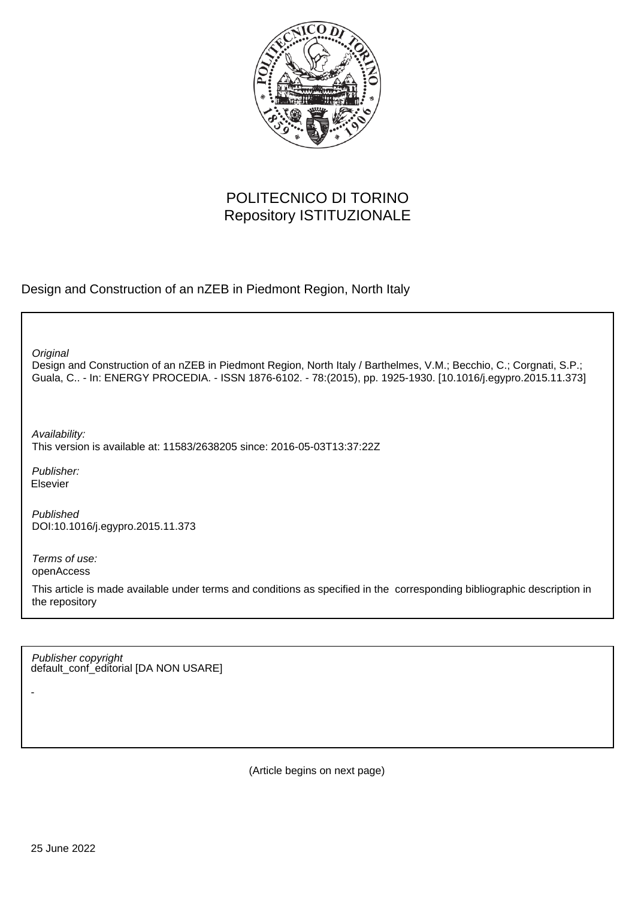POLITECNICO DI TORINO
Repository ISTITUZIONALE

Design and Construction of an nZEB in Piedmont Region, North Italy

*Original*
Design and Construction of an nZEB in Piedmont Region, North Italy / Barthelmes, V.M.; Becchio, C.; Corgnati, S.P.; Guala, C.. - In: ENERGY PROCEDIA. - ISSN 1876-6102. - 78:(2015), pp. 1925-1930. [10.1016/j.egypro.2015.11.373]

*Availability:*
This version is available at: 11583/2638205 since: 2016-05-03T13:37:22Z

*Publisher:*
Elsevier

*Published*
DOI:10.1016/j.egypro.2015.11.373

*Terms of use:*
openAccess

This article is made available under terms and conditions as specified in the corresponding bibliographic description in the repository

*Publisher copyright*
default_conf_editorial [DA NON USARE]

-

(Article begins on next page)

25 June 2022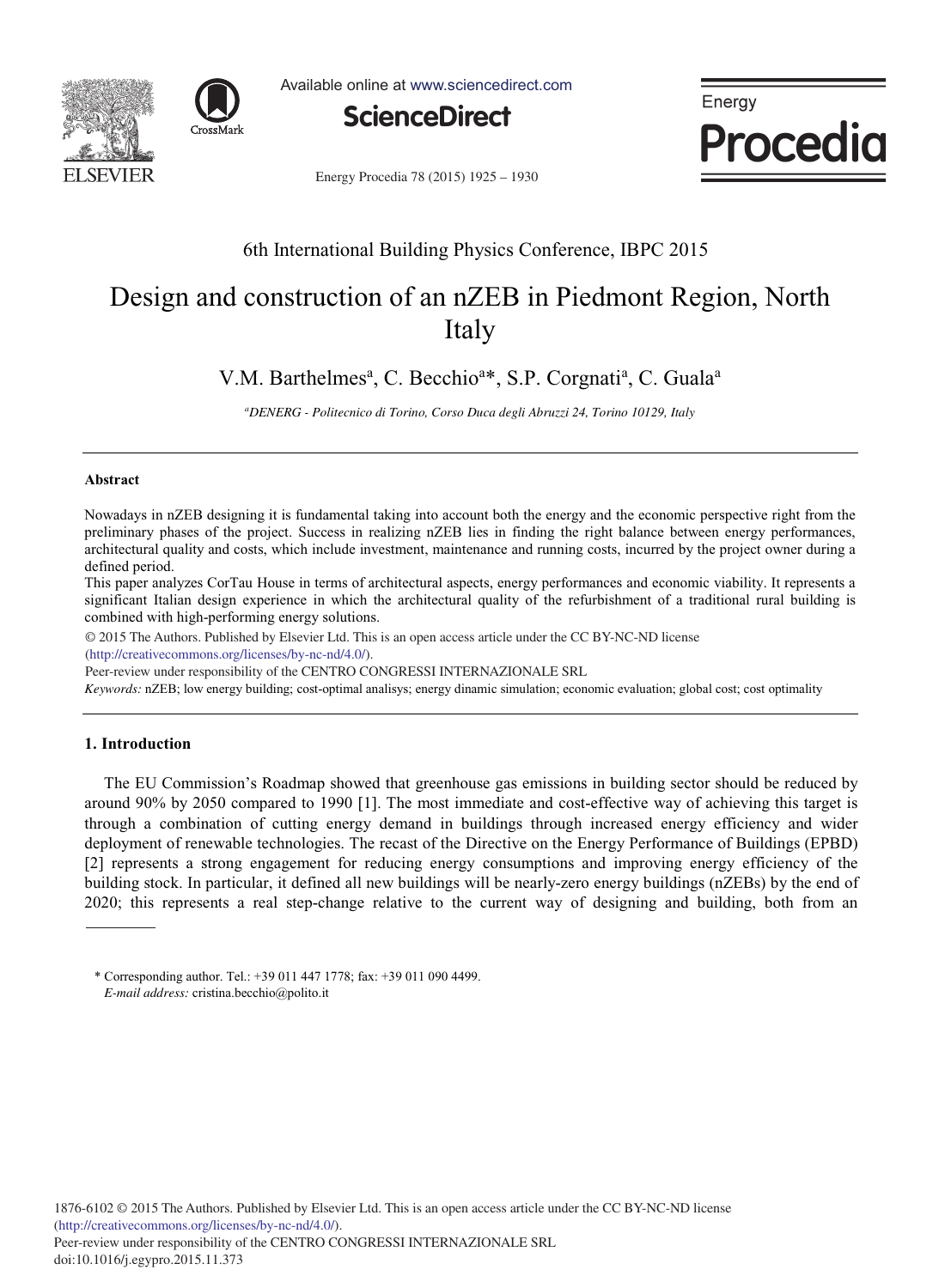# Design and construction of an nZEB in Piedmont Region, North Italy

V.M. Barthelmes[a], C. Becchio[a]*, S.P. Corgnati[a], C. Guala[a]

[a]*DENERG - Politecnico di Torino, Corso Duca degli Abruzzi 24, Torino 10129, Italy*

---

## Abstract

Nowadays in nZEB designing it is fundamental taking into account both the energy and the economic perspective right from the preliminary phases of the project. Success in realizing nZEB lies in finding the right balance between energy performances, architectural quality and costs, which include investment, maintenance and running costs, incurred by the project owner during a defined period.

This paper analyzes CorTau House in terms of architectural aspects, energy performances and economic viability. It represents a significant Italian design experience in which the architectural quality of the refurbishment of a traditional rural building is combined with high-performing energy solutions.

© 2015 The Authors. Published by Elsevier Ltd. This is an open access article under the CC BY-NC-ND license (http://creativecommons.org/licenses/by-nc-nd/4.0/).

Peer-review under responsibility of the CENTRO CONGRESSI INTERNAZIONALE SRL

*Keywords:* nZEB; low energy building; cost-optimal analisys; energy dinamic simulation; economic evaluation; global cost; cost optimality

---

## 1. Introduction

The EU Commission's Roadmap showed that greenhouse gas emissions in building sector should be reduced by around 90% by 2050 compared to 1990 [1]. The most immediate and cost-effective way of achieving this target is through a combination of cutting energy demand in buildings through increased energy efficiency and wider deployment of renewable technologies. The recast of the Directive on the Energy Performance of Buildings (EPBD) [2] represents a strong engagement for reducing energy consumptions and improving energy efficiency of the building stock. In particular, it defined all new buildings will be nearly-zero energy buildings (nZEBs) by the end of 2020; this represents a real step-change relative to the current way of designing and building, both from an

---

\* Corresponding author. Tel.: +39 011 447 1778; fax: +39 011 090 4499.
*E-mail address:* cristina.becchio@polito.it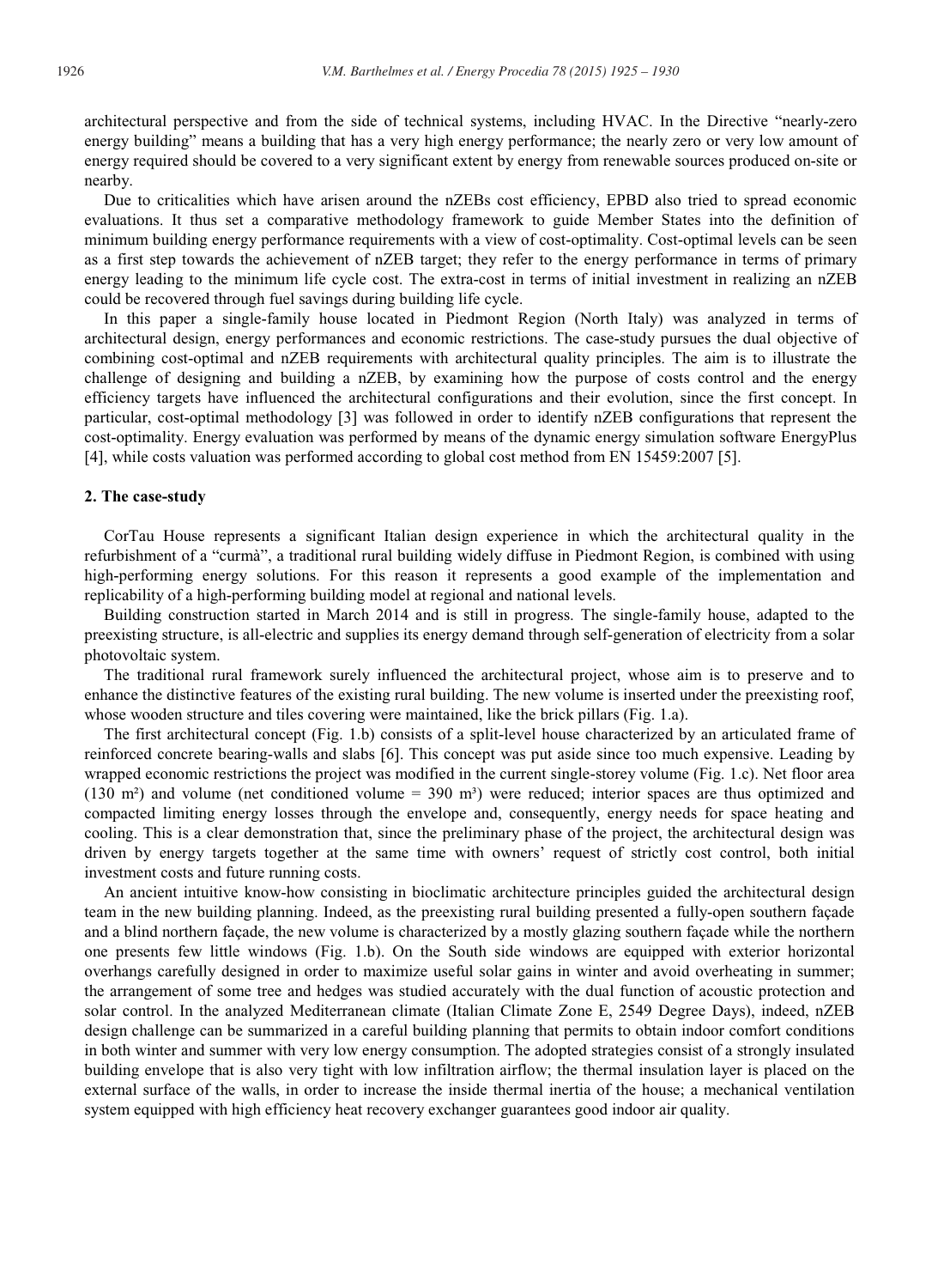architectural perspective and from the side of technical systems, including HVAC. In the Directive "nearly-zero energy building" means a building that has a very high energy performance; the nearly zero or very low amount of energy required should be covered to a very significant extent by energy from renewable sources produced on-site or nearby.

Due to criticalities which have arisen around the nZEBs cost efficiency, EPBD also tried to spread economic evaluations. It thus set a comparative methodology framework to guide Member States into the definition of minimum building energy performance requirements with a view of cost-optimality. Cost-optimal levels can be seen as a first step towards the achievement of nZEB target; they refer to the energy performance in terms of primary energy leading to the minimum life cycle cost. The extra-cost in terms of initial investment in realizing an nZEB could be recovered through fuel savings during building life cycle.

In this paper a single-family house located in Piedmont Region (North Italy) was analyzed in terms of architectural design, energy performances and economic restrictions. The case-study pursues the dual objective of combining cost-optimal and nZEB requirements with architectural quality principles. The aim is to illustrate the challenge of designing and building a nZEB, by examining how the purpose of costs control and the energy efficiency targets have influenced the architectural configurations and their evolution, since the first concept. In particular, cost-optimal methodology [3] was followed in order to identify nZEB configurations that represent the cost-optimality. Energy evaluation was performed by means of the dynamic energy simulation software EnergyPlus [4], while costs valuation was performed according to global cost method from EN 15459:2007 [5].

## 2. The case-study

CorTau House represents a significant Italian design experience in which the architectural quality in the refurbishment of a "curmà", a traditional rural building widely diffuse in Piedmont Region, is combined with using high-performing energy solutions. For this reason it represents a good example of the implementation and replicability of a high-performing building model at regional and national levels.

Building construction started in March 2014 and is still in progress. The single-family house, adapted to the preexisting structure, is all-electric and supplies its energy demand through self-generation of electricity from a solar photovoltaic system.

The traditional rural framework surely influenced the architectural project, whose aim is to preserve and to enhance the distinctive features of the existing rural building. The new volume is inserted under the preexisting roof, whose wooden structure and tiles covering were maintained, like the brick pillars (Fig. 1.a).

The first architectural concept (Fig. 1.b) consists of a split-level house characterized by an articulated frame of reinforced concrete bearing-walls and slabs [6]. This concept was put aside since too much expensive. Leading by wrapped economic restrictions the project was modified in the current single-storey volume (Fig. 1.c). Net floor area (130 m²) and volume (net conditioned volume = 390 m³) were reduced; interior spaces are thus optimized and compacted limiting energy losses through the envelope and, consequently, energy needs for space heating and cooling. This is a clear demonstration that, since the preliminary phase of the project, the architectural design was driven by energy targets together at the same time with owners' request of strictly cost control, both initial investment costs and future running costs.

An ancient intuitive know-how consisting in bioclimatic architecture principles guided the architectural design team in the new building planning. Indeed, as the preexisting rural building presented a fully-open southern façade and a blind northern façade, the new volume is characterized by a mostly glazing southern façade while the northern one presents few little windows (Fig. 1.b). On the South side windows are equipped with exterior horizontal overhangs carefully designed in order to maximize useful solar gains in winter and avoid overheating in summer; the arrangement of some tree and hedges was studied accurately with the dual function of acoustic protection and solar control. In the analyzed Mediterranean climate (Italian Climate Zone E, 2549 Degree Days), indeed, nZEB design challenge can be summarized in a careful building planning that permits to obtain indoor comfort conditions in both winter and summer with very low energy consumption. The adopted strategies consist of a strongly insulated building envelope that is also very tight with low infiltration airflow; the thermal insulation layer is placed on the external surface of the walls, in order to increase the inside thermal inertia of the house; a mechanical ventilation system equipped with high efficiency heat recovery exchanger guarantees good indoor air quality.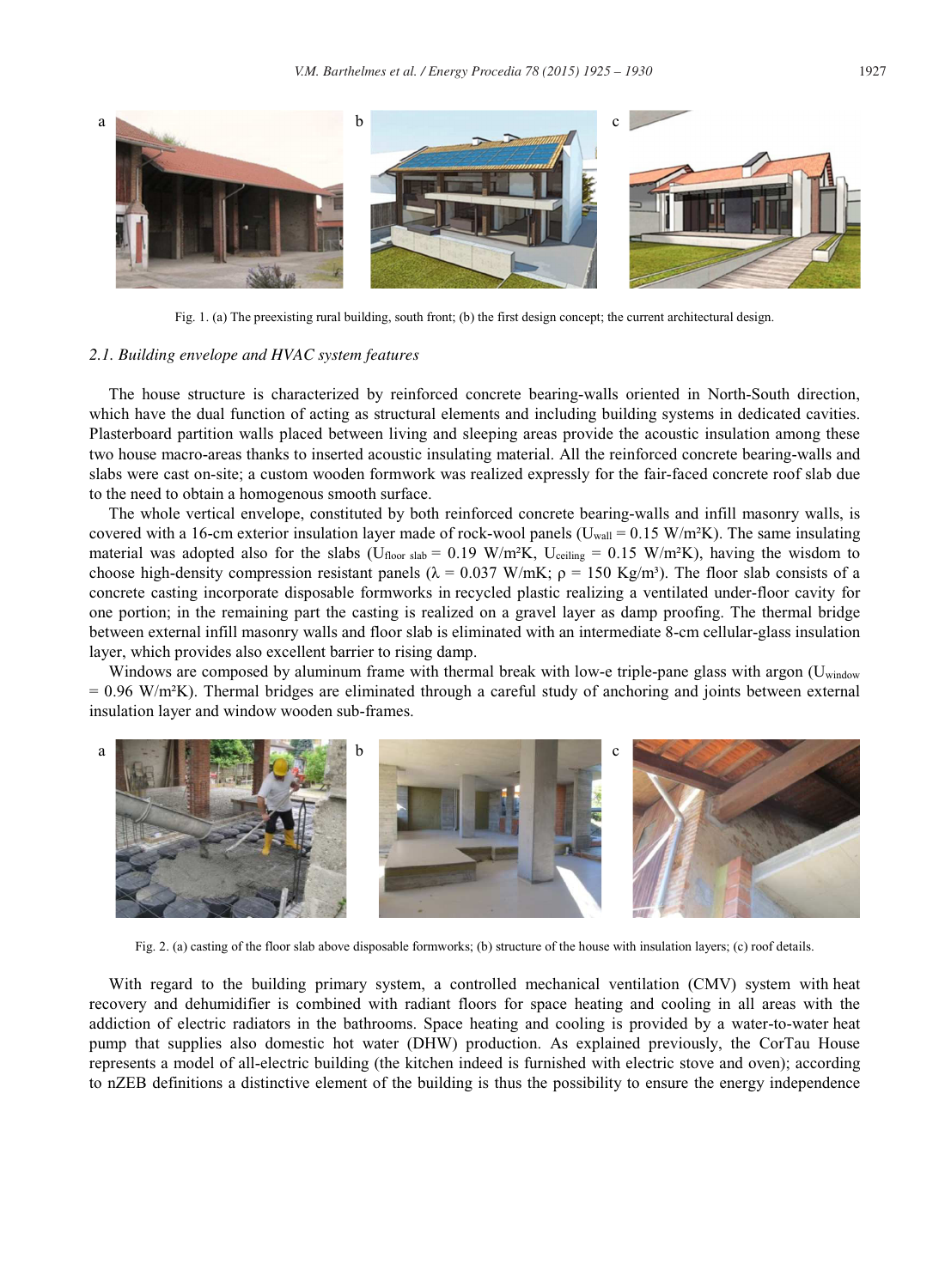Fig. 1. (a) The preexisting rural building, south front; (b) the first design concept; the current architectural design.

### 2.1. Building envelope and HVAC system features

The house structure is characterized by reinforced concrete bearing-walls oriented in North-South direction, which have the dual function of acting as structural elements and including building systems in dedicated cavities. Plasterboard partition walls placed between living and sleeping areas provide the acoustic insulation among these two house macro-areas thanks to inserted acoustic insulating material. All the reinforced concrete bearing-walls and slabs were cast on-site; a custom wooden formwork was realized expressly for the fair-faced concrete roof slab due to the need to obtain a homogenous smooth surface.

The whole vertical envelope, constituted by both reinforced concrete bearing-walls and infill masonry walls, is covered with a 16-cm exterior insulation layer made of rock-wool panels ($U_{wall}$ = 0.15 W/m²K). The same insulating material was adopted also for the slabs ($U_{floor\ slab}$ = 0.19 W/m²K, $U_{ceiling}$ = 0.15 W/m²K), having the wisdom to choose high-density compression resistant panels ($\lambda$ = 0.037 W/mK; $\rho$ = 150 Kg/m³). The floor slab consists of a concrete casting incorporate disposable formworks in recycled plastic realizing a ventilated under-floor cavity for one portion; in the remaining part the casting is realized on a gravel layer as damp proofing. The thermal bridge between external infill masonry walls and floor slab is eliminated with an intermediate 8-cm cellular-glass insulation layer, which provides also excellent barrier to rising damp.

Windows are composed by aluminum frame with thermal break with low-e triple-pane glass with argon ($U_{window}$ = 0.96 W/m²K). Thermal bridges are eliminated through a careful study of anchoring and joints between external insulation layer and window wooden sub-frames.

Fig. 2. (a) casting of the floor slab above disposable formworks; (b) structure of the house with insulation layers; (c) roof details.

With regard to the building primary system, a controlled mechanical ventilation (CMV) system with heat recovery and dehumidifier is combined with radiant floors for space heating and cooling in all areas with the addiction of electric radiators in the bathrooms. Space heating and cooling is provided by a water-to-water heat pump that supplies also domestic hot water (DHW) production. As explained previously, the CorTau House represents a model of all-electric building (the kitchen indeed is furnished with electric stove and oven); according to nZEB definitions a distinctive element of the building is thus the possibility to ensure the energy independence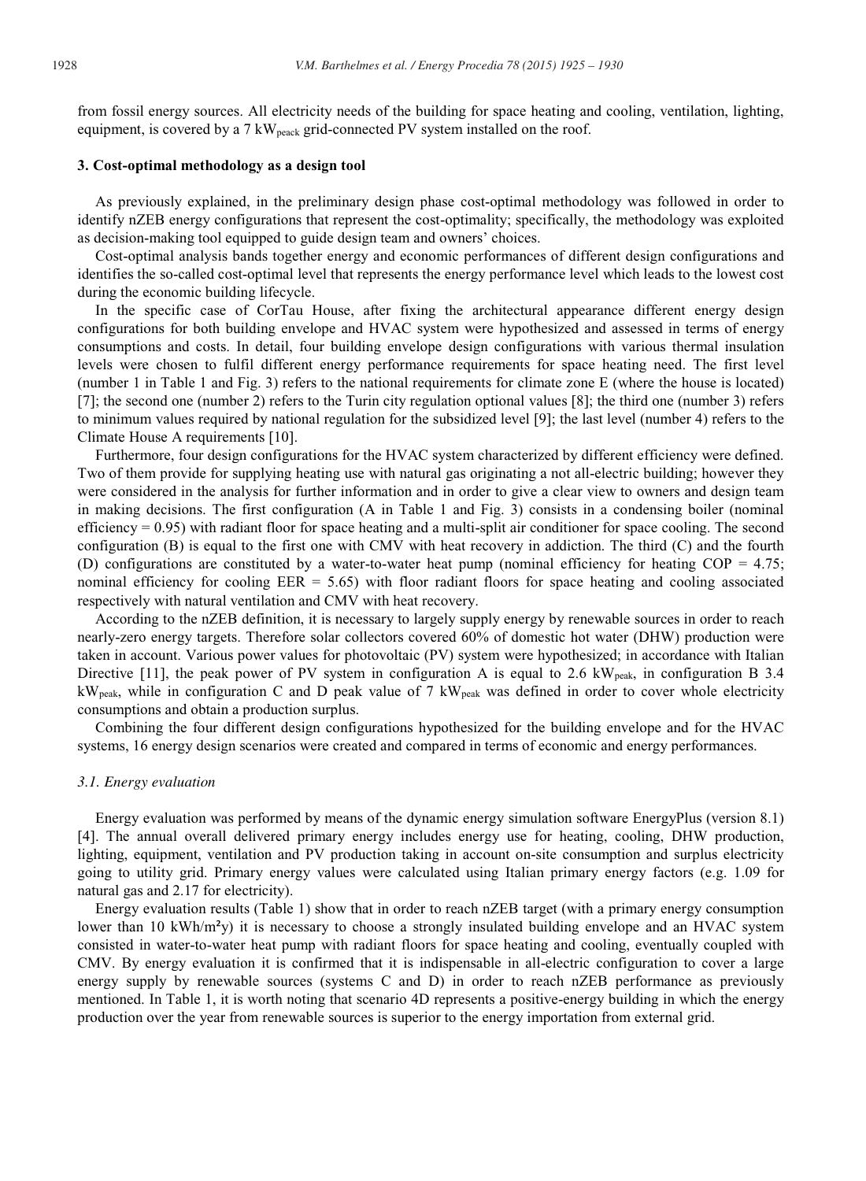from fossil energy sources. All electricity needs of the building for space heating and cooling, ventilation, lighting, equipment, is covered by a 7 $kW_{peack}$ grid-connected PV system installed on the roof.

## 3. Cost-optimal methodology as a design tool

As previously explained, in the preliminary design phase cost-optimal methodology was followed in order to identify nZEB energy configurations that represent the cost-optimality; specifically, the methodology was exploited as decision-making tool equipped to guide design team and owners' choices.

Cost-optimal analysis bands together energy and economic performances of different design configurations and identifies the so-called cost-optimal level that represents the energy performance level which leads to the lowest cost during the economic building lifecycle.

In the specific case of CorTau House, after fixing the architectural appearance different energy design configurations for both building envelope and HVAC system were hypothesized and assessed in terms of energy consumptions and costs. In detail, four building envelope design configurations with various thermal insulation levels were chosen to fulfil different energy performance requirements for space heating need. The first level (number 1 in Table 1 and Fig. 3) refers to the national requirements for climate zone E (where the house is located) [7]; the second one (number 2) refers to the Turin city regulation optional values [8]; the third one (number 3) refers to minimum values required by national regulation for the subsidized level [9]; the last level (number 4) refers to the Climate House A requirements [10].

Furthermore, four design configurations for the HVAC system characterized by different efficiency were defined. Two of them provide for supplying heating use with natural gas originating a not all-electric building; however they were considered in the analysis for further information and in order to give a clear view to owners and design team in making decisions. The first configuration (A in Table 1 and Fig. 3) consists in a condensing boiler (nominal efficiency = 0.95) with radiant floor for space heating and a multi-split air conditioner for space cooling. The second configuration (B) is equal to the first one with CMV with heat recovery in addiction. The third (C) and the fourth (D) configurations are constituted by a water-to-water heat pump (nominal efficiency for heating COP = 4.75; nominal efficiency for cooling EER = 5.65) with floor radiant floors for space heating and cooling associated respectively with natural ventilation and CMV with heat recovery.

According to the nZEB definition, it is necessary to largely supply energy by renewable sources in order to reach nearly-zero energy targets. Therefore solar collectors covered 60% of domestic hot water (DHW) production were taken in account. Various power values for photovoltaic (PV) system were hypothesized; in accordance with Italian Directive [11], the peak power of PV system in configuration A is equal to 2.6 $kW_{peak}$, in configuration B 3.4 $kW_{peak}$, while in configuration C and D peak value of 7 $kW_{peak}$ was defined in order to cover whole electricity consumptions and obtain a production surplus.

Combining the four different design configurations hypothesized for the building envelope and for the HVAC systems, 16 energy design scenarios were created and compared in terms of economic and energy performances.

### 3.1. Energy evaluation

Energy evaluation was performed by means of the dynamic energy simulation software EnergyPlus (version 8.1) [4]. The annual overall delivered primary energy includes energy use for heating, cooling, DHW production, lighting, equipment, ventilation and PV production taking in account on-site consumption and surplus electricity going to utility grid. Primary energy values were calculated using Italian primary energy factors (e.g. 1.09 for natural gas and 2.17 for electricity).

Energy evaluation results (Table 1) show that in order to reach nZEB target (with a primary energy consumption lower than 10 kWh/m²y) it is necessary to choose a strongly insulated building envelope and an HVAC system consisted in water-to-water heat pump with radiant floors for space heating and cooling, eventually coupled with CMV. By energy evaluation it is confirmed that it is indispensable in all-electric configuration to cover a large energy supply by renewable sources (systems C and D) in order to reach nZEB performance as previously mentioned. In Table 1, it is worth noting that scenario 4D represents a positive-energy building in which the energy production over the year from renewable sources is superior to the energy importation from external grid.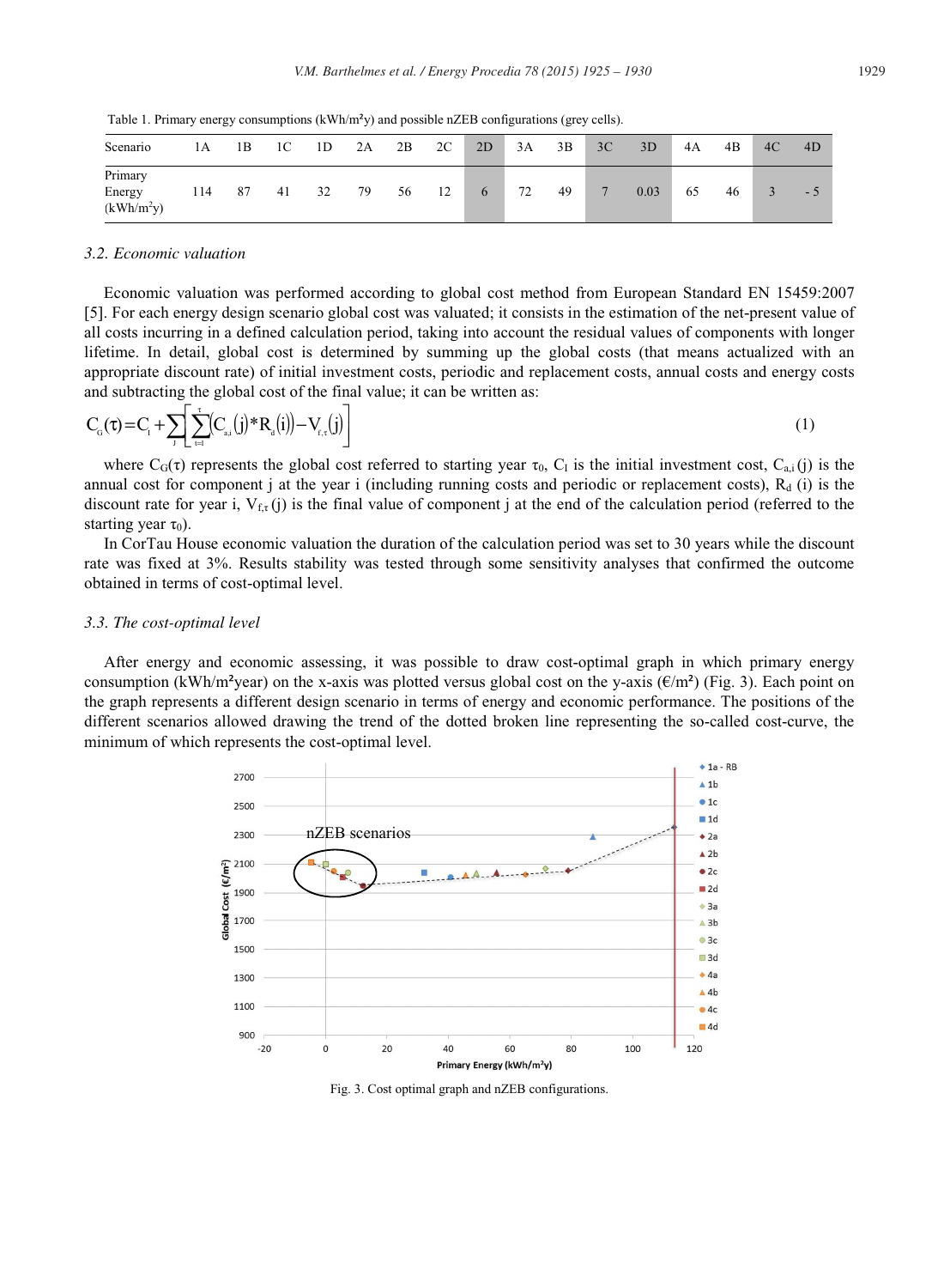Table 1. Primary energy consumptions (kWh/m²y) and possible nZEB configurations (grey cells).

| Scenario | 1A | 1B | 1C | 1D | 2A | 2B | 2C | 2D | 3A | 3B | 3C | 3D | 4A | 4B | 4C | 4D |
|---|---|---|---|---|---|---|---|---|---|---|---|---|---|---|---|---|
| Primary Energy (kWh/m$^2$y) | 114 | 87 | 41 | 32 | 79 | 56 | 12 | 6 | 72 | 49 | 7 | 0.03 | 65 | 46 | 3 | - 5 |

### 3.2. Economic valuation

Economic valuation was performed according to global cost method from European Standard EN 15459:2007 [5]. For each energy design scenario global cost was valuated; it consists in the estimation of the net-present value of all costs incurring in a defined calculation period, taking into account the residual values of components with longer lifetime. In detail, global cost is determined by summing up the global costs (that means actualized with an appropriate discount rate) of initial investment costs, periodic and replacement costs, annual costs and energy costs and subtracting the global cost of the final value; it can be written as:

$$C_G(\tau) = C_I + \sum_j \left[ \sum_{i=1}^{\tau} \left( C_{a,i}(j) * R_d(i) \right) - V_{f,\tau}(j) \right] \quad (1)$$

where $C_G(\tau)$ represents the global cost referred to starting year $\tau_0$, $C_I$ is the initial investment cost, $C_{a,i}(j)$ is the annual cost for component j at the year i (including running costs and periodic or replacement costs), $R_d(i)$ is the discount rate for year i, $V_{f,\tau}(j)$ is the final value of component j at the end of the calculation period (referred to the starting year $\tau_0$).

In CorTau House economic valuation the duration of the calculation period was set to 30 years while the discount rate was fixed at 3%. Results stability was tested through some sensitivity analyses that confirmed the outcome obtained in terms of cost-optimal level.

### 3.3. The cost-optimal level

After energy and economic assessing, it was possible to draw cost-optimal graph in which primary energy consumption (kWh/m²year) on the x-axis was plotted versus global cost on the y-axis (€/m²) (Fig. 3). Each point on the graph represents a different design scenario in terms of energy and economic performance. The positions of the different scenarios allowed drawing the trend of the dotted broken line representing the so-called cost-curve, the minimum of which represents the cost-optimal level.

Fig. 3. Cost optimal graph and nZEB configurations.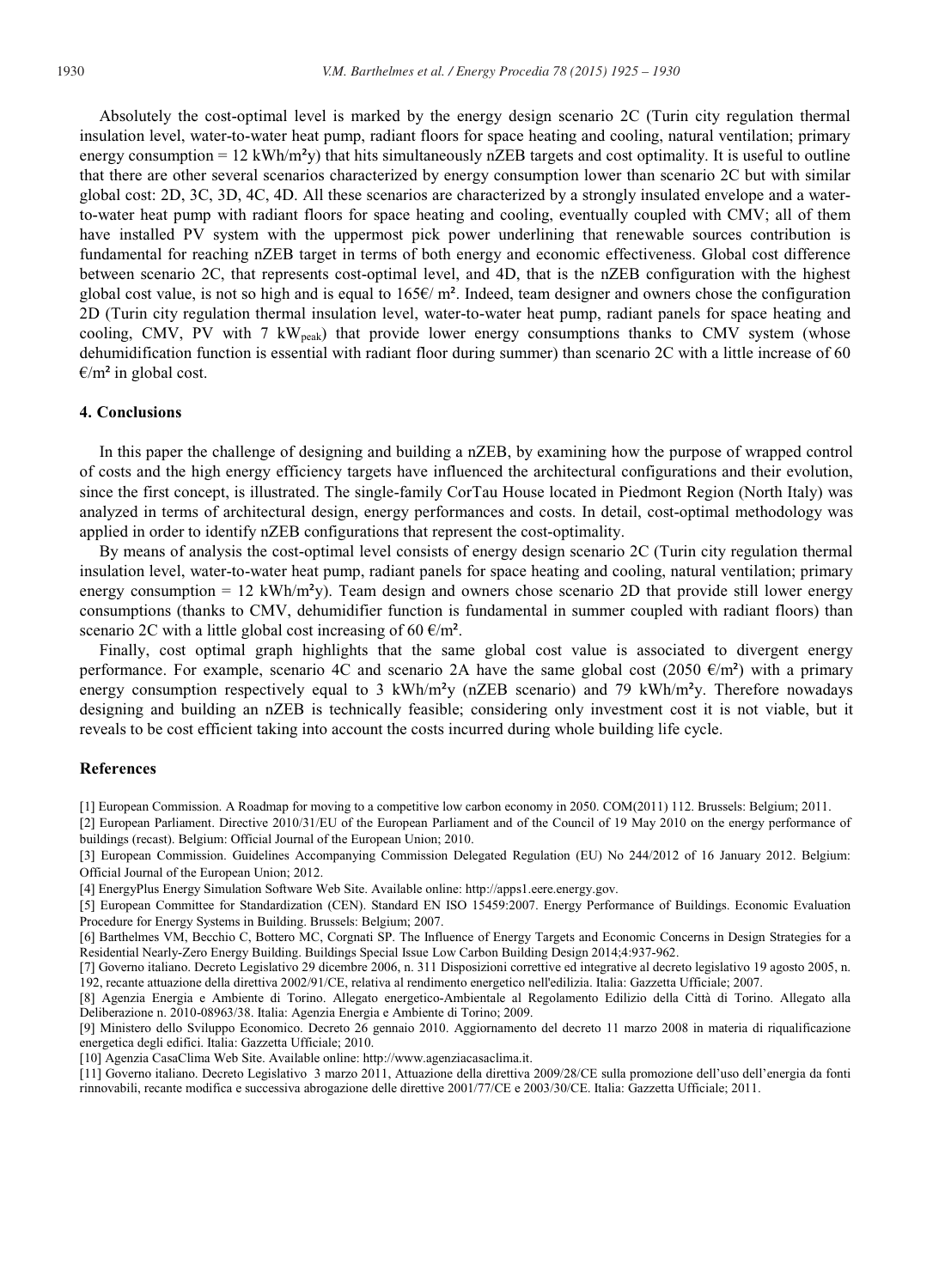Absolutely the cost-optimal level is marked by the energy design scenario 2C (Turin city regulation thermal insulation level, water-to-water heat pump, radiant floors for space heating and cooling, natural ventilation; primary energy consumption = 12 kWh/m²y) that hits simultaneously nZEB targets and cost optimality. It is useful to outline that there are other several scenarios characterized by energy consumption lower than scenario 2C but with similar global cost: 2D, 3C, 3D, 4C, 4D. All these scenarios are characterized by a strongly insulated envelope and a water-to-water heat pump with radiant floors for space heating and cooling, eventually coupled with CMV; all of them have installed PV system with the uppermost pick power underlining that renewable sources contribution is fundamental for reaching nZEB target in terms of both energy and economic effectiveness. Global cost difference between scenario 2C, that represents cost-optimal level, and 4D, that is the nZEB configuration with the highest global cost value, is not so high and is equal to 165€/ m². Indeed, team designer and owners chose the configuration 2D (Turin city regulation thermal insulation level, water-to-water heat pump, radiant panels for space heating and cooling, CMV, PV with 7 $kW_{peak}$) that provide lower energy consumptions thanks to CMV system (whose dehumidification function is essential with radiant floor during summer) than scenario 2C with a little increase of 60 €/m² in global cost.

## 4. Conclusions

In this paper the challenge of designing and building a nZEB, by examining how the purpose of wrapped control of costs and the high energy efficiency targets have influenced the architectural configurations and their evolution, since the first concept, is illustrated. The single-family CorTau House located in Piedmont Region (North Italy) was analyzed in terms of architectural design, energy performances and costs. In detail, cost-optimal methodology was applied in order to identify nZEB configurations that represent the cost-optimality.

By means of analysis the cost-optimal level consists of energy design scenario 2C (Turin city regulation thermal insulation level, water-to-water heat pump, radiant panels for space heating and cooling, natural ventilation; primary energy consumption = 12 kWh/m²y). Team design and owners chose scenario 2D that provide still lower energy consumptions (thanks to CMV, dehumidifier function is fundamental in summer coupled with radiant floors) than scenario 2C with a little global cost increasing of 60 €/m².

Finally, cost optimal graph highlights that the same global cost value is associated to divergent energy performance. For example, scenario 4C and scenario 2A have the same global cost (2050 €/m²) with a primary energy consumption respectively equal to 3 kWh/m²y (nZEB scenario) and 79 kWh/m²y. Therefore nowadays designing and building an nZEB is technically feasible; considering only investment cost it is not viable, but it reveals to be cost efficient taking into account the costs incurred during whole building life cycle.

## References

[1] European Commission. A Roadmap for moving to a competitive low carbon economy in 2050. COM(2011) 112. Brussels: Belgium; 2011.

[2] European Parliament. Directive 2010/31/EU of the European Parliament and of the Council of 19 May 2010 on the energy performance of buildings (recast). Belgium: Official Journal of the European Union; 2010.

[3] European Commission. Guidelines Accompanying Commission Delegated Regulation (EU) No 244/2012 of 16 January 2012. Belgium: Official Journal of the European Union; 2012.

[4] EnergyPlus Energy Simulation Software Web Site. Available online: http://apps1.eere.energy.gov.

[5] European Committee for Standardization (CEN). Standard EN ISO 15459:2007. Energy Performance of Buildings. Economic Evaluation Procedure for Energy Systems in Building. Brussels: Belgium; 2007.

[6] Barthelmes VM, Becchio C, Bottero MC, Corgnati SP. The Influence of Energy Targets and Economic Concerns in Design Strategies for a Residential Nearly-Zero Energy Building. Buildings Special Issue Low Carbon Building Design 2014;4:937-962.

[7] Governo italiano. Decreto Legislativo 29 dicembre 2006, n. 311 Disposizioni correttive ed integrative al decreto legislativo 19 agosto 2005, n. 192, recante attuazione della direttiva 2002/91/CE, relativa al rendimento energetico nell'edilizia. Italia: Gazzetta Ufficiale; 2007.

[8] Agenzia Energia e Ambiente di Torino. Allegato energetico-Ambientale al Regolamento Edilizio della Città di Torino. Allegato alla Deliberazione n. 2010-08963/38. Italia: Agenzia Energia e Ambiente di Torino; 2009.

[9] Ministero dello Sviluppo Economico. Decreto 26 gennaio 2010. Aggiornamento del decreto 11 marzo 2008 in materia di riqualificazione energetica degli edifici. Italia: Gazzetta Ufficiale; 2010.

[10] Agenzia CasaClima Web Site. Available online: http://www.agenziacasaclima.it.

[11] Governo italiano. Decreto Legislativo 3 marzo 2011, Attuazione della direttiva 2009/28/CE sulla promozione dell'uso dell'energia da fonti rinnovabili, recante modifica e successiva abrogazione delle direttive 2001/77/CE e 2003/30/CE. Italia: Gazzetta Ufficiale; 2011.